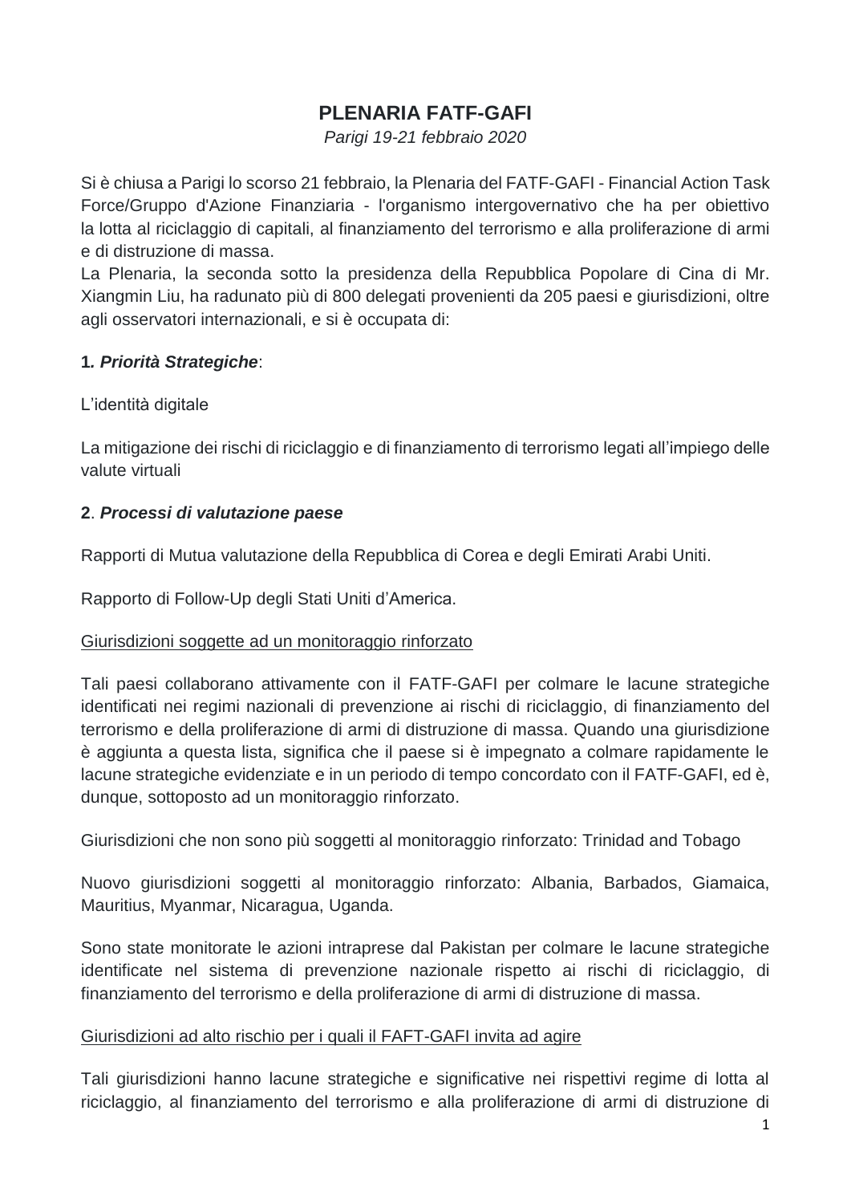# PLENARIA FATF-GAFI

*Parigi 19-21 febbraio 2020*

Si è chiusa a Parigi lo scorso 21 febbraio, la Plenaria del FATF-GAFI - Financial Action Task Force/Gruppo d'Azione Finanziaria - l'organismo intergovernativo che ha per obiettivo la lotta al riciclaggio di capitali, al finanziamento del terrorismo e alla proliferazione di armi e di distruzione di massa.
La Plenaria, la seconda sotto la presidenza della Repubblica Popolare di Cina di Mr. Xiangmin Liu, ha radunato più di 800 delegati provenienti da 205 paesi e giurisdizioni, oltre agli osservatori internazionali, e si è occupata di:

**1*. Priorità Strategiche***:

L'identità digitale

La mitigazione dei rischi di riciclaggio e di finanziamento di terrorismo legati all'impiego delle valute virtuali

**2**. ***Processi di valutazione paese***

Rapporti di Mutua valutazione della Repubblica di Corea e degli Emirati Arabi Uniti.

Rapporto di Follow-Up degli Stati Uniti d'America.

Giurisdizioni soggette ad un monitoraggio rinforzato

Tali paesi collaborano attivamente con il FATF-GAFI per colmare le lacune strategiche identificati nei regimi nazionali di prevenzione ai rischi di riciclaggio, di finanziamento del terrorismo e della proliferazione di armi di distruzione di massa. Quando una giurisdizione è aggiunta a questa lista, significa che il paese si è impegnato a colmare rapidamente le lacune strategiche evidenziate e in un periodo di tempo concordato con il FATF-GAFI, ed è, dunque, sottoposto ad un monitoraggio rinforzato.

Giurisdizioni che non sono più soggetti al monitoraggio rinforzato: Trinidad and Tobago

Nuovo giurisdizioni soggetti al monitoraggio rinforzato: Albania, Barbados, Giamaica, Mauritius, Myanmar, Nicaragua, Uganda.

Sono state monitorate le azioni intraprese dal Pakistan per colmare le lacune strategiche identificate nel sistema di prevenzione nazionale rispetto ai rischi di riciclaggio, di finanziamento del terrorismo e della proliferazione di armi di distruzione di massa.

Giurisdizioni ad alto rischio per i quali il FAFT-GAFI invita ad agire

Tali giurisdizioni hanno lacune strategiche e significative nei rispettivi regime di lotta al riciclaggio, al finanziamento del terrorismo e alla proliferazione di armi di distruzione di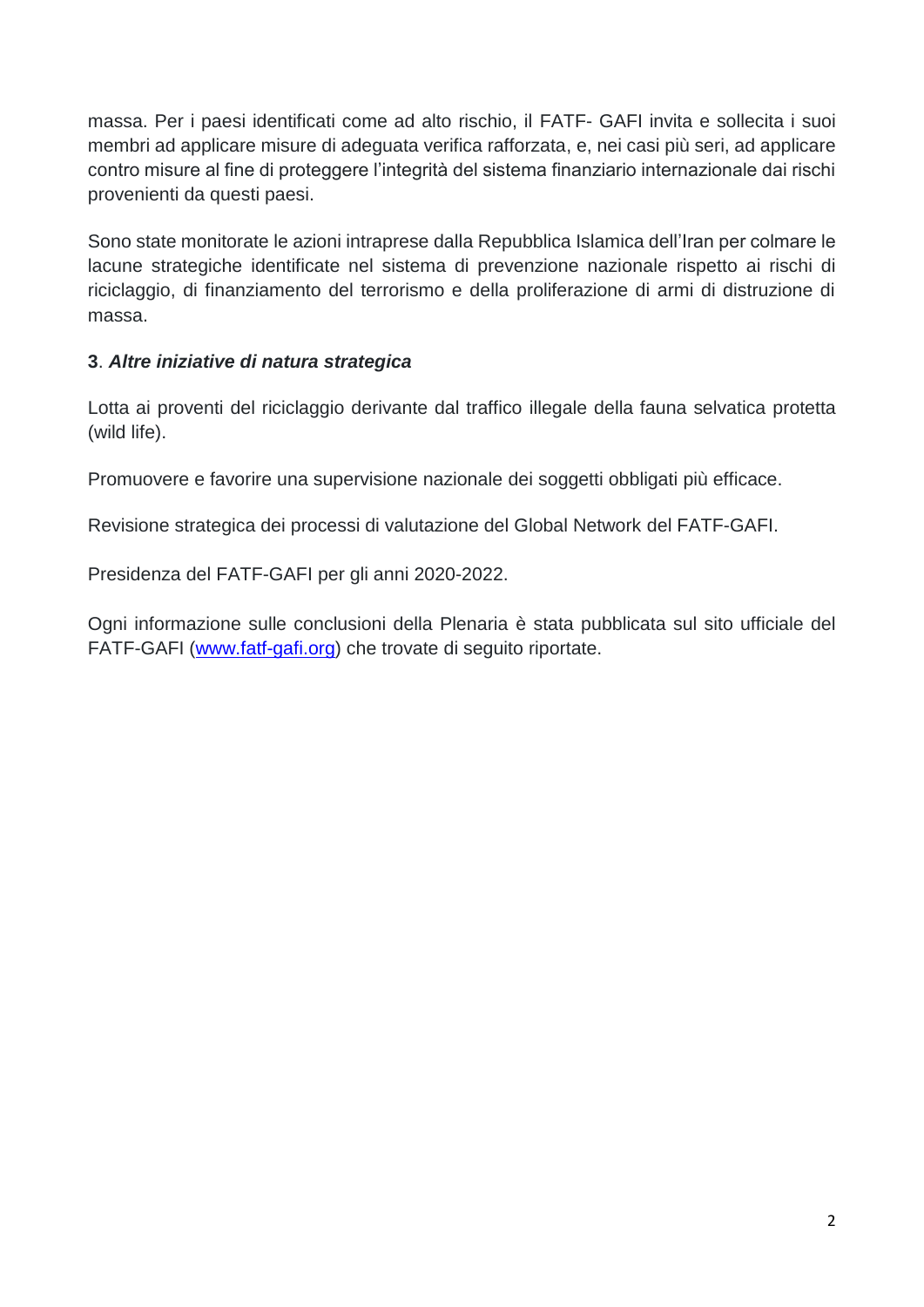massa. Per i paesi identificati come ad alto rischio, il FATF- GAFI invita e sollecita i suoi membri ad applicare misure di adeguata verifica rafforzata, e, nei casi più seri, ad applicare contro misure al fine di proteggere l'integrità del sistema finanziario internazionale dai rischi provenienti da questi paesi.

Sono state monitorate le azioni intraprese dalla Repubblica Islamica dell'Iran per colmare le lacune strategiche identificate nel sistema di prevenzione nazionale rispetto ai rischi di riciclaggio, di finanziamento del terrorismo e della proliferazione di armi di distruzione di massa.

**3**. ***Altre iniziative di natura strategica***

Lotta ai proventi del riciclaggio derivante dal traffico illegale della fauna selvatica protetta (wild life).

Promuovere e favorire una supervisione nazionale dei soggetti obbligati più efficace.

Revisione strategica dei processi di valutazione del Global Network del FATF-GAFI.

Presidenza del FATF-GAFI per gli anni 2020-2022.

Ogni informazione sulle conclusioni della Plenaria è stata pubblicata sul sito ufficiale del FATF-GAFI ([www.fatf-gafi.org](http://www.fatf-gafi.org)) che trovate di seguito riportate.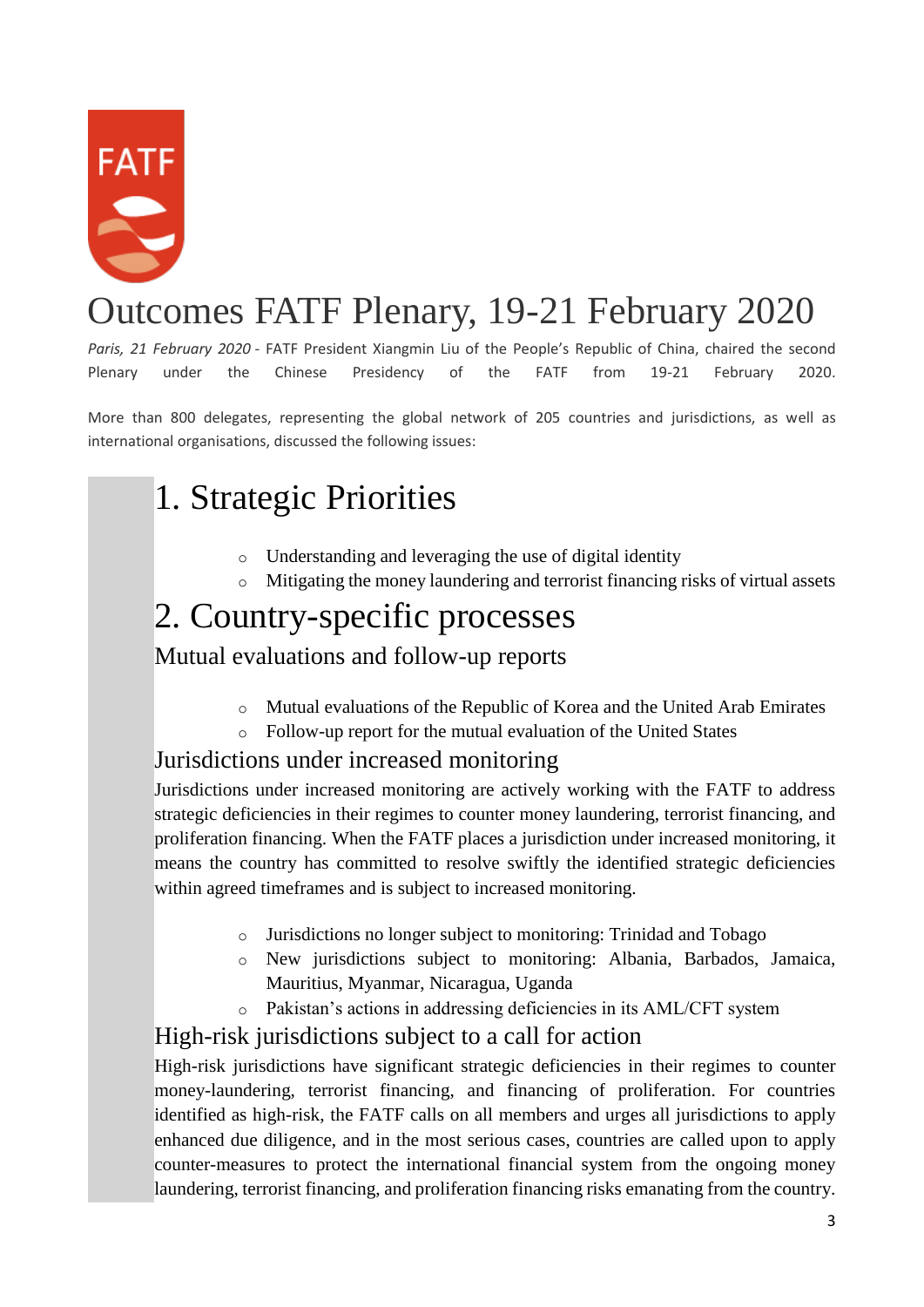# Outcomes FATF Plenary, 19-21 February 2020

*Paris, 21 February 2020* - FATF President Xiangmin Liu of the People's Republic of China, chaired the second Plenary under the Chinese Presidency of the FATF from 19-21 February 2020.

More than 800 delegates, representing the global network of 205 countries and jurisdictions, as well as international organisations, discussed the following issues:

## 1. Strategic Priorities

- Understanding and leveraging the use of digital identity
- Mitigating the money laundering and terrorist financing risks of virtual assets

## 2. Country-specific processes

### Mutual evaluations and follow-up reports

- Mutual evaluations of the Republic of Korea and the United Arab Emirates
- Follow-up report for the mutual evaluation of the United States

### Jurisdictions under increased monitoring

Jurisdictions under increased monitoring are actively working with the FATF to address strategic deficiencies in their regimes to counter money laundering, terrorist financing, and proliferation financing. When the FATF places a jurisdiction under increased monitoring, it means the country has committed to resolve swiftly the identified strategic deficiencies within agreed timeframes and is subject to increased monitoring.

- Jurisdictions no longer subject to monitoring: Trinidad and Tobago
- New jurisdictions subject to monitoring: Albania, Barbados, Jamaica, Mauritius, Myanmar, Nicaragua, Uganda
- Pakistan's actions in addressing deficiencies in its AML/CFT system

### High-risk jurisdictions subject to a call for action

High-risk jurisdictions have significant strategic deficiencies in their regimes to counter money-laundering, terrorist financing, and financing of proliferation. For countries identified as high-risk, the FATF calls on all members and urges all jurisdictions to apply enhanced due diligence, and in the most serious cases, countries are called upon to apply counter-measures to protect the international financial system from the ongoing money laundering, terrorist financing, and proliferation financing risks emanating from the country.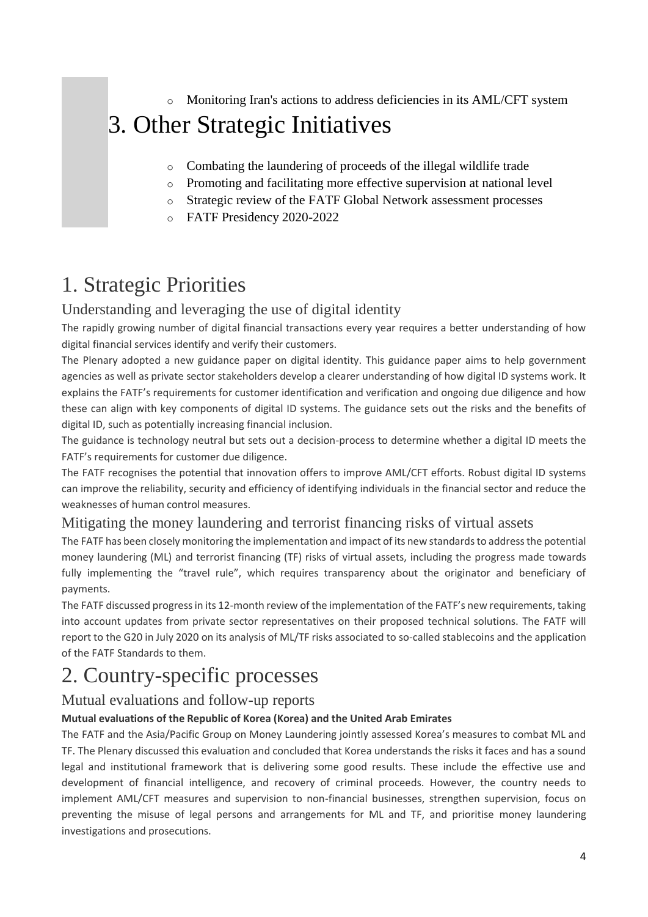- Monitoring Iran's actions to address deficiencies in its AML/CFT system

# 3. Other Strategic Initiatives

- Combating the laundering of proceeds of the illegal wildlife trade
- Promoting and facilitating more effective supervision at national level
- Strategic review of the FATF Global Network assessment processes
- FATF Presidency 2020-2022

# 1. Strategic Priorities

## Understanding and leveraging the use of digital identity

The rapidly growing number of digital financial transactions every year requires a better understanding of how digital financial services identify and verify their customers.

The Plenary adopted a new guidance paper on digital identity. This guidance paper aims to help government agencies as well as private sector stakeholders develop a clearer understanding of how digital ID systems work. It explains the FATF's requirements for customer identification and verification and ongoing due diligence and how these can align with key components of digital ID systems. The guidance sets out the risks and the benefits of digital ID, such as potentially increasing financial inclusion.

The guidance is technology neutral but sets out a decision-process to determine whether a digital ID meets the FATF's requirements for customer due diligence.

The FATF recognises the potential that innovation offers to improve AML/CFT efforts. Robust digital ID systems can improve the reliability, security and efficiency of identifying individuals in the financial sector and reduce the weaknesses of human control measures.

## Mitigating the money laundering and terrorist financing risks of virtual assets

The FATF has been closely monitoring the implementation and impact of its new standards to address the potential money laundering (ML) and terrorist financing (TF) risks of virtual assets, including the progress made towards fully implementing the "travel rule", which requires transparency about the originator and beneficiary of payments.

The FATF discussed progress in its 12-month review of the implementation of the FATF's new requirements, taking into account updates from private sector representatives on their proposed technical solutions. The FATF will report to the G20 in July 2020 on its analysis of ML/TF risks associated to so-called stablecoins and the application of the FATF Standards to them.

# 2. Country-specific processes

## Mutual evaluations and follow-up reports

**Mutual evaluations of the Republic of Korea (Korea) and the United Arab Emirates**

The FATF and the Asia/Pacific Group on Money Laundering jointly assessed Korea's measures to combat ML and TF. The Plenary discussed this evaluation and concluded that Korea understands the risks it faces and has a sound legal and institutional framework that is delivering some good results. These include the effective use and development of financial intelligence, and recovery of criminal proceeds. However, the country needs to implement AML/CFT measures and supervision to non-financial businesses, strengthen supervision, focus on preventing the misuse of legal persons and arrangements for ML and TF, and prioritise money laundering investigations and prosecutions.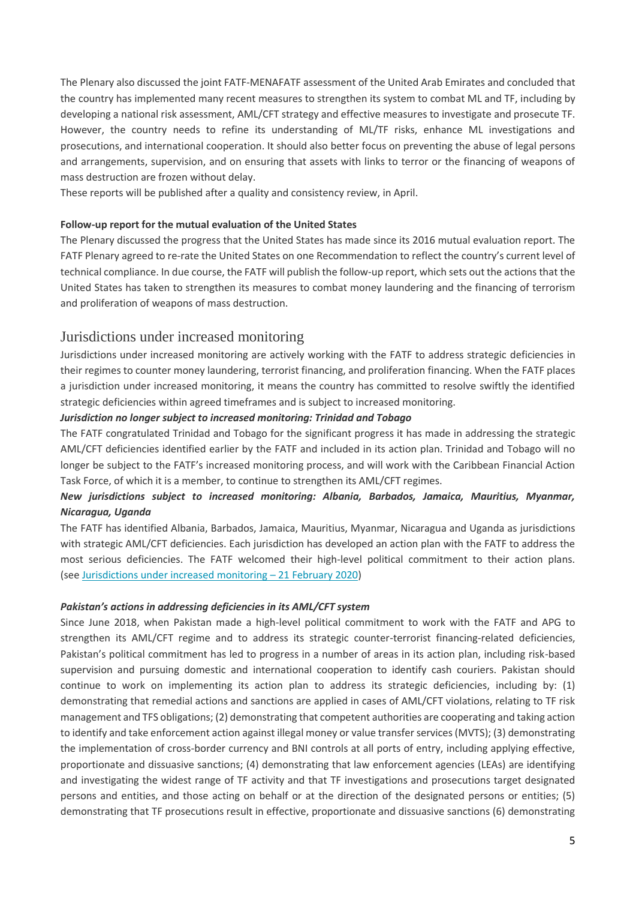The Plenary also discussed the joint FATF-MENAFATF assessment of the United Arab Emirates and concluded that the country has implemented many recent measures to strengthen its system to combat ML and TF, including by developing a national risk assessment, AML/CFT strategy and effective measures to investigate and prosecute TF. However, the country needs to refine its understanding of ML/TF risks, enhance ML investigations and prosecutions, and international cooperation. It should also better focus on preventing the abuse of legal persons and arrangements, supervision, and on ensuring that assets with links to terror or the financing of weapons of mass destruction are frozen without delay.

These reports will be published after a quality and consistency review, in April.

**Follow-up report for the mutual evaluation of the United States**

The Plenary discussed the progress that the United States has made since its 2016 mutual evaluation report. The FATF Plenary agreed to re-rate the United States on one Recommendation to reflect the country's current level of technical compliance. In due course, the FATF will publish the follow-up report, which sets out the actions that the United States has taken to strengthen its measures to combat money laundering and the financing of terrorism and proliferation of weapons of mass destruction.

## Jurisdictions under increased monitoring

Jurisdictions under increased monitoring are actively working with the FATF to address strategic deficiencies in their regimes to counter money laundering, terrorist financing, and proliferation financing. When the FATF places a jurisdiction under increased monitoring, it means the country has committed to resolve swiftly the identified strategic deficiencies within agreed timeframes and is subject to increased monitoring.

***Jurisdiction no longer subject to increased monitoring: Trinidad and Tobago***

The FATF congratulated Trinidad and Tobago for the significant progress it has made in addressing the strategic AML/CFT deficiencies identified earlier by the FATF and included in its action plan. Trinidad and Tobago will no longer be subject to the FATF's increased monitoring process, and will work with the Caribbean Financial Action Task Force, of which it is a member, to continue to strengthen its AML/CFT regimes.

***New jurisdictions subject to increased monitoring: Albania, Barbados, Jamaica, Mauritius, Myanmar, Nicaragua, Uganda***

The FATF has identified Albania, Barbados, Jamaica, Mauritius, Myanmar, Nicaragua and Uganda as jurisdictions with strategic AML/CFT deficiencies. Each jurisdiction has developed an action plan with the FATF to address the most serious deficiencies. The FATF welcomed their high-level political commitment to their action plans. (see Jurisdictions under increased monitoring – 21 February 2020)

***Pakistan's actions in addressing deficiencies in its AML/CFT system***

Since June 2018, when Pakistan made a high-level political commitment to work with the FATF and APG to strengthen its AML/CFT regime and to address its strategic counter-terrorist financing-related deficiencies, Pakistan's political commitment has led to progress in a number of areas in its action plan, including risk-based supervision and pursuing domestic and international cooperation to identify cash couriers. Pakistan should continue to work on implementing its action plan to address its strategic deficiencies, including by: (1) demonstrating that remedial actions and sanctions are applied in cases of AML/CFT violations, relating to TF risk management and TFS obligations; (2) demonstrating that competent authorities are cooperating and taking action to identify and take enforcement action against illegal money or value transfer services (MVTS); (3) demonstrating the implementation of cross-border currency and BNI controls at all ports of entry, including applying effective, proportionate and dissuasive sanctions; (4) demonstrating that law enforcement agencies (LEAs) are identifying and investigating the widest range of TF activity and that TF investigations and prosecutions target designated persons and entities, and those acting on behalf or at the direction of the designated persons or entities; (5) demonstrating that TF prosecutions result in effective, proportionate and dissuasive sanctions (6) demonstrating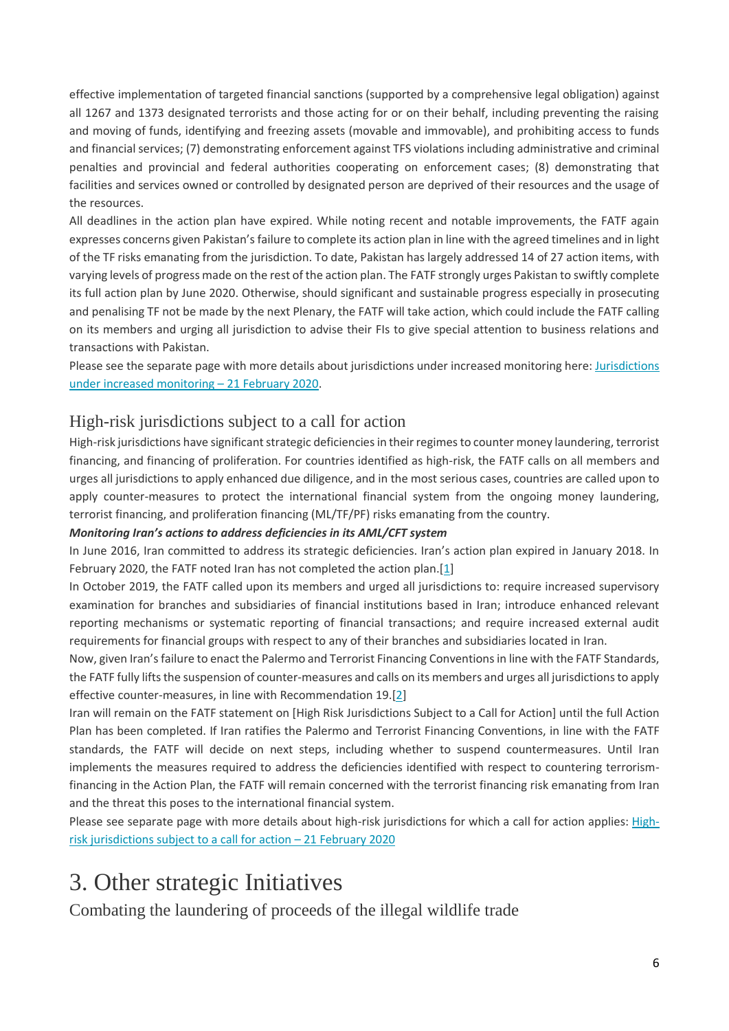effective implementation of targeted financial sanctions (supported by a comprehensive legal obligation) against all 1267 and 1373 designated terrorists and those acting for or on their behalf, including preventing the raising and moving of funds, identifying and freezing assets (movable and immovable), and prohibiting access to funds and financial services; (7) demonstrating enforcement against TFS violations including administrative and criminal penalties and provincial and federal authorities cooperating on enforcement cases; (8) demonstrating that facilities and services owned or controlled by designated person are deprived of their resources and the usage of the resources.

All deadlines in the action plan have expired. While noting recent and notable improvements, the FATF again expresses concerns given Pakistan's failure to complete its action plan in line with the agreed timelines and in light of the TF risks emanating from the jurisdiction. To date, Pakistan has largely addressed 14 of 27 action items, with varying levels of progress made on the rest of the action plan. The FATF strongly urges Pakistan to swiftly complete its full action plan by June 2020. Otherwise, should significant and sustainable progress especially in prosecuting and penalising TF not be made by the next Plenary, the FATF will take action, which could include the FATF calling on its members and urging all jurisdiction to advise their FIs to give special attention to business relations and transactions with Pakistan.

Please see the separate page with more details about jurisdictions under increased monitoring here: [Jurisdictions under increased monitoring – 21 February 2020](#).

## High-risk jurisdictions subject to a call for action

High-risk jurisdictions have significant strategic deficiencies in their regimes to counter money laundering, terrorist financing, and financing of proliferation. For countries identified as high-risk, the FATF calls on all members and urges all jurisdictions to apply enhanced due diligence, and in the most serious cases, countries are called upon to apply counter-measures to protect the international financial system from the ongoing money laundering, terrorist financing, and proliferation financing (ML/TF/PF) risks emanating from the country.

***Monitoring Iran's actions to address deficiencies in its AML/CFT system***

In June 2016, Iran committed to address its strategic deficiencies. Iran's action plan expired in January 2018. In February 2020, the FATF noted Iran has not completed the action plan.[1]

In October 2019, the FATF called upon its members and urged all jurisdictions to: require increased supervisory examination for branches and subsidiaries of financial institutions based in Iran; introduce enhanced relevant reporting mechanisms or systematic reporting of financial transactions; and require increased external audit requirements for financial groups with respect to any of their branches and subsidiaries located in Iran.

Now, given Iran's failure to enact the Palermo and Terrorist Financing Conventions in line with the FATF Standards, the FATF fully lifts the suspension of counter-measures and calls on its members and urges all jurisdictions to apply effective counter-measures, in line with Recommendation 19.[2]

Iran will remain on the FATF statement on [High Risk Jurisdictions Subject to a Call for Action] until the full Action Plan has been completed. If Iran ratifies the Palermo and Terrorist Financing Conventions, in line with the FATF standards, the FATF will decide on next steps, including whether to suspend countermeasures. Until Iran implements the measures required to address the deficiencies identified with respect to countering terrorism-financing in the Action Plan, the FATF will remain concerned with the terrorist financing risk emanating from Iran and the threat this poses to the international financial system.

Please see separate page with more details about high-risk jurisdictions for which a call for action applies: [High-risk jurisdictions subject to a call for action – 21 February 2020](#)

# 3. Other strategic Initiatives

## Combating the laundering of proceeds of the illegal wildlife trade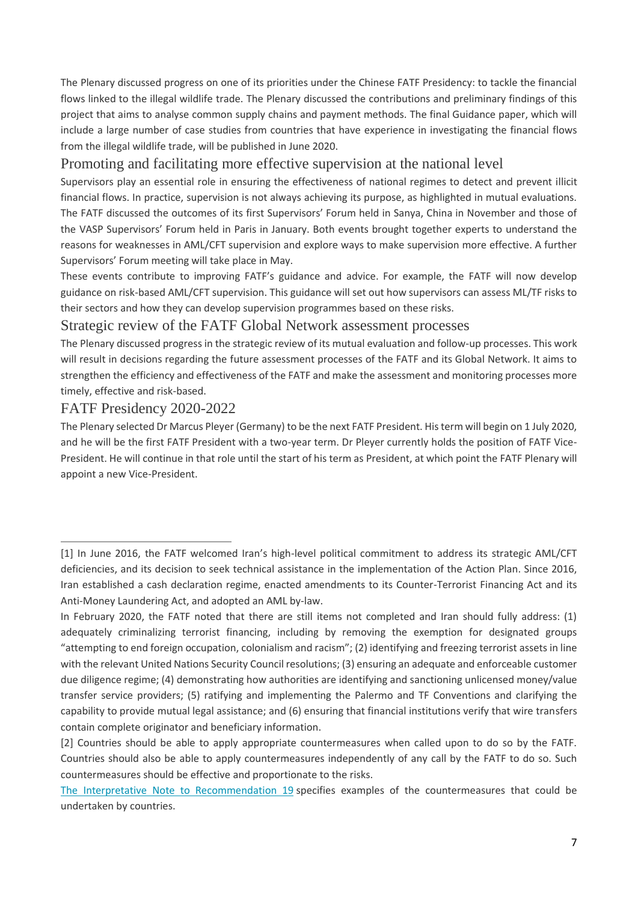The Plenary discussed progress on one of its priorities under the Chinese FATF Presidency: to tackle the financial flows linked to the illegal wildlife trade. The Plenary discussed the contributions and preliminary findings of this project that aims to analyse common supply chains and payment methods. The final Guidance paper, which will include a large number of case studies from countries that have experience in investigating the financial flows from the illegal wildlife trade, will be published in June 2020.

## Promoting and facilitating more effective supervision at the national level

Supervisors play an essential role in ensuring the effectiveness of national regimes to detect and prevent illicit financial flows. In practice, supervision is not always achieving its purpose, as highlighted in mutual evaluations. The FATF discussed the outcomes of its first Supervisors' Forum held in Sanya, China in November and those of the VASP Supervisors' Forum held in Paris in January. Both events brought together experts to understand the reasons for weaknesses in AML/CFT supervision and explore ways to make supervision more effective. A further Supervisors' Forum meeting will take place in May.

These events contribute to improving FATF's guidance and advice. For example, the FATF will now develop guidance on risk-based AML/CFT supervision. This guidance will set out how supervisors can assess ML/TF risks to their sectors and how they can develop supervision programmes based on these risks.

## Strategic review of the FATF Global Network assessment processes

The Plenary discussed progress in the strategic review of its mutual evaluation and follow-up processes. This work will result in decisions regarding the future assessment processes of the FATF and its Global Network. It aims to strengthen the efficiency and effectiveness of the FATF and make the assessment and monitoring processes more timely, effective and risk-based.

## FATF Presidency 2020-2022

The Plenary selected Dr Marcus Pleyer (Germany) to be the next FATF President. His term will begin on 1 July 2020, and he will be the first FATF President with a two-year term. Dr Pleyer currently holds the position of FATF Vice-President. He will continue in that role until the start of his term as President, at which point the FATF Plenary will appoint a new Vice-President.

---

[1] In June 2016, the FATF welcomed Iran's high-level political commitment to address its strategic AML/CFT deficiencies, and its decision to seek technical assistance in the implementation of the Action Plan. Since 2016, Iran established a cash declaration regime, enacted amendments to its Counter-Terrorist Financing Act and its Anti-Money Laundering Act, and adopted an AML by-law.

In February 2020, the FATF noted that there are still items not completed and Iran should fully address: (1) adequately criminalizing terrorist financing, including by removing the exemption for designated groups "attempting to end foreign occupation, colonialism and racism"; (2) identifying and freezing terrorist assets in line with the relevant United Nations Security Council resolutions; (3) ensuring an adequate and enforceable customer due diligence regime; (4) demonstrating how authorities are identifying and sanctioning unlicensed money/value transfer service providers; (5) ratifying and implementing the Palermo and TF Conventions and clarifying the capability to provide mutual legal assistance; and (6) ensuring that financial institutions verify that wire transfers contain complete originator and beneficiary information.

[2] Countries should be able to apply appropriate countermeasures when called upon to do so by the FATF. Countries should also be able to apply countermeasures independently of any call by the FATF to do so. Such countermeasures should be effective and proportionate to the risks.

The Interpretative Note to Recommendation 19 specifies examples of the countermeasures that could be undertaken by countries.